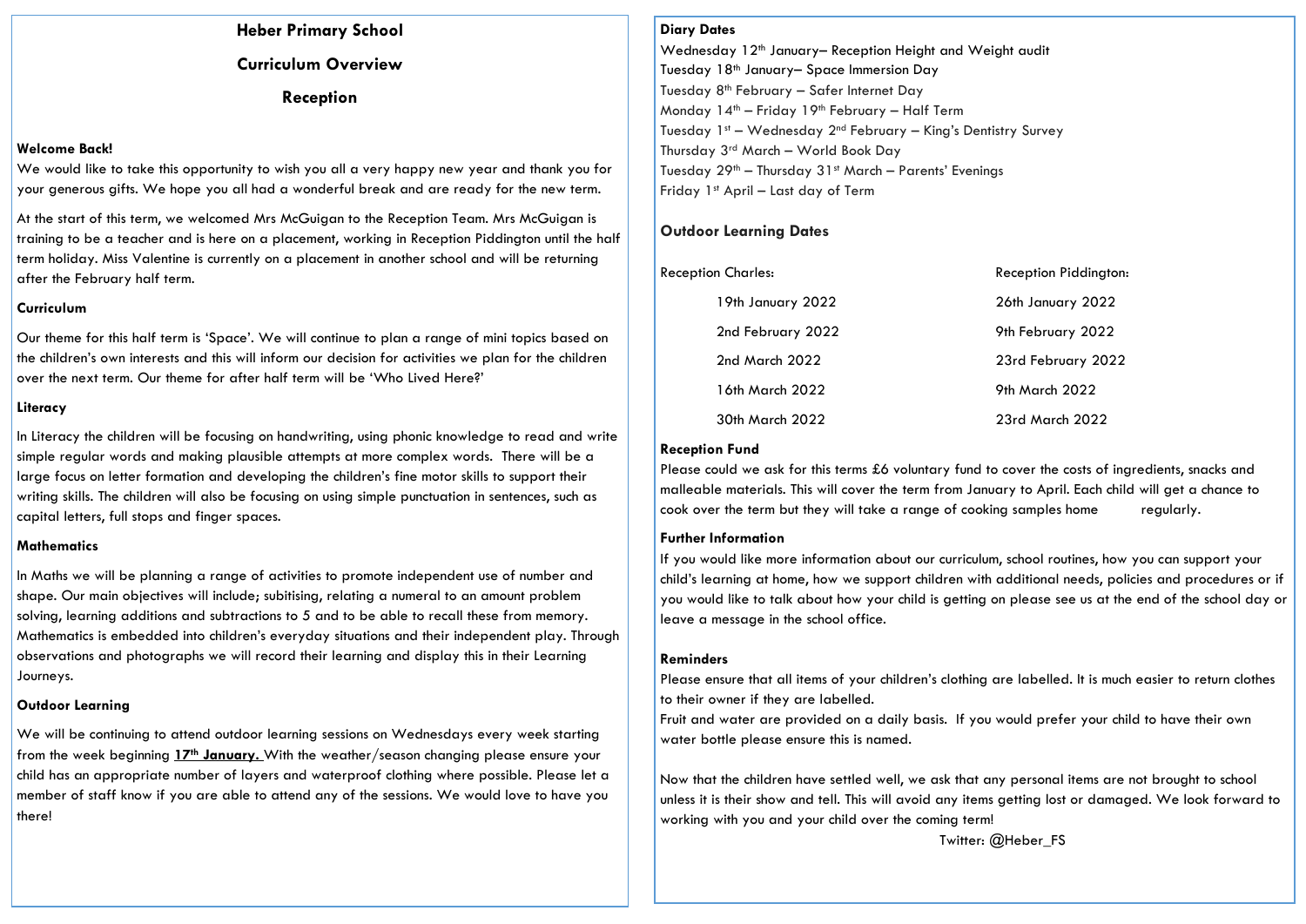# Heber Primary School

## Curriculum Overview

## Reception

**Welcome Back!**

We would like to take this opportunity to wish you all a very happy new year and thank you for your generous gifts. We hope you all had a wonderful break and are ready for the new term.

At the start of this term, we welcomed Mrs McGuigan to the Reception Team. Mrs McGuigan is training to be a teacher and is here on a placement, working in Reception Piddington until the half term holiday. Miss Valentine is currently on a placement in another school and will be returning after the February half term.

**Curriculum**

Our theme for this half term is 'Space'. We will continue to plan a range of mini topics based on the children's own interests and this will inform our decision for activities we plan for the children over the next term. Our theme for after half term will be 'Who Lived Here?'

**Literacy**

In Literacy the children will be focusing on handwriting, using phonic knowledge to read and write simple regular words and making plausible attempts at more complex words. There will be a large focus on letter formation and developing the children's fine motor skills to support their writing skills. The children will also be focusing on using simple punctuation in sentences, such as capital letters, full stops and finger spaces.

**Mathematics**

In Maths we will be planning a range of activities to promote independent use of number and shape. Our main objectives will include; subitising, relating a numeral to an amount problem solving, learning additions and subtractions to 5 and to be able to recall these from memory. Mathematics is embedded into children's everyday situations and their independent play. Through observations and photographs we will record their learning and display this in their Learning Journeys.

**Outdoor Learning**

We will be continuing to attend outdoor learning sessions on Wednesdays every week starting from the week beginning **17th January.** With the weather/season changing please ensure your child has an appropriate number of layers and waterproof clothing where possible. Please let a member of staff know if you are able to attend any of the sessions. We would love to have you there!

**Diary Dates**

Wednesday 12th January– Reception Height and Weight audit
Tuesday 18th January– Space Immersion Day
Tuesday 8th February – Safer Internet Day
Monday 14th – Friday 19th February – Half Term
Tuesday 1st – Wednesday 2nd February – King's Dentistry Survey
Thursday 3rd March – World Book Day
Tuesday 29th – Thursday 31st March – Parents' Evenings
Friday 1st April – Last day of Term

**Outdoor Learning Dates**

| Reception Charles: | Reception Piddington: |
|---|---|
| 19th January 2022 | 26th January 2022 |
| 2nd February 2022 | 9th February 2022 |
| 2nd March 2022 | 23rd February 2022 |
| 16th March 2022 | 9th March 2022 |
| 30th March 2022 | 23rd March 2022 |

**Reception Fund**

Please could we ask for this terms £6 voluntary fund to cover the costs of ingredients, snacks and malleable materials. This will cover the term from January to April. Each child will get a chance to cook over the term but they will take a range of cooking samples home regularly.

**Further Information**

If you would like more information about our curriculum, school routines, how you can support your child's learning at home, how we support children with additional needs, policies and procedures or if you would like to talk about how your child is getting on please see us at the end of the school day or leave a message in the school office.

**Reminders**

Please ensure that all items of your children's clothing are labelled. It is much easier to return clothes to their owner if they are labelled.
Fruit and water are provided on a daily basis. If you would prefer your child to have their own water bottle please ensure this is named.

Now that the children have settled well, we ask that any personal items are not brought to school unless it is their show and tell. This will avoid any items getting lost or damaged. We look forward to working with you and your child over the coming term!

Twitter: @Heber_FS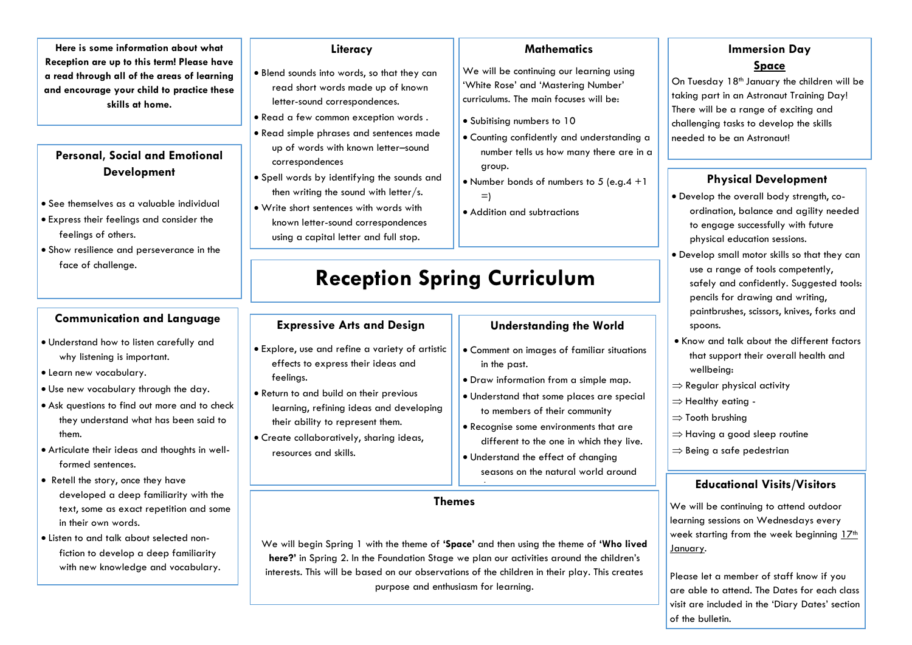# Reception Spring Curriculum

**Here is some information about what Reception are up to this term! Please have a read through all of the areas of learning and encourage your child to practice these skills at home.**

## Personal, Social and Emotional Development

- See themselves as a valuable individual
- Express their feelings and consider the feelings of others.
- Show resilience and perseverance in the face of challenge.

## Communication and Language

- Understand how to listen carefully and why listening is important.
- Learn new vocabulary.
- Use new vocabulary through the day.
- Ask questions to find out more and to check they understand what has been said to them.
- Articulate their ideas and thoughts in well-formed sentences.
- Retell the story, once they have developed a deep familiarity with the text, some as exact repetition and some in their own words.
- Listen to and talk about selected non-fiction to develop a deep familiarity with new knowledge and vocabulary.

## Literacy

- Blend sounds into words, so that they can read short words made up of known letter-sound correspondences.
- Read a few common exception words .
- Read simple phrases and sentences made up of words with known letter–sound correspondences
- Spell words by identifying the sounds and then writing the sound with letter/s.
- Write short sentences with words with known letter-sound correspondences using a capital letter and full stop.

## Mathematics

We will be continuing our learning using 'White Rose' and 'Mastering Number' curriculums. The main focuses will be:

- Subitising numbers to 10
- Counting confidently and understanding a number tells us how many there are in a group.
- Number bonds of numbers to 5 (e.g.4 +1 =)
- Addition and subtractions

## Expressive Arts and Design

- Explore, use and refine a variety of artistic effects to express their ideas and feelings.
- Return to and build on their previous learning, refining ideas and developing their ability to represent them.
- Create collaboratively, sharing ideas, resources and skills.

## Understanding the World

- Comment on images of familiar situations in the past.
- Draw information from a simple map.
- Understand that some places are special to members of their community
- Recognise some environments that are different to the one in which they live.
- Understand the effect of changing seasons on the natural world around

## Themes

We will begin Spring 1 with the theme of **'Space'** and then using the theme of **'Who lived here?'** in Spring 2. In the Foundation Stage we plan our activities around the children's interests. This will be based on our observations of the children in their play. This creates purpose and enthusiasm for learning.

## Immersion Day

### Space

On Tuesday 18th January the children will be taking part in an Astronaut Training Day! There will be a range of exciting and challenging tasks to develop the skills needed to be an Astronaut!

## Physical Development

- Develop the overall body strength, co-ordination, balance and agility needed to engage successfully with future physical education sessions.
- Develop small motor skills so that they can use a range of tools competently, safely and confidently. Suggested tools: pencils for drawing and writing, paintbrushes, scissors, knives, forks and spoons.
- Know and talk about the different factors that support their overall health and wellbeing:

⇒ Regular physical activity
⇒ Healthy eating -
⇒ Tooth brushing
⇒ Having a good sleep routine
⇒ Being a safe pedestrian

## Educational Visits/Visitors

We will be continuing to attend outdoor learning sessions on Wednesdays every week starting from the week beginning 17th January.

Please let a member of staff know if you are able to attend. The Dates for each class visit are included in the 'Diary Dates' section of the bulletin.